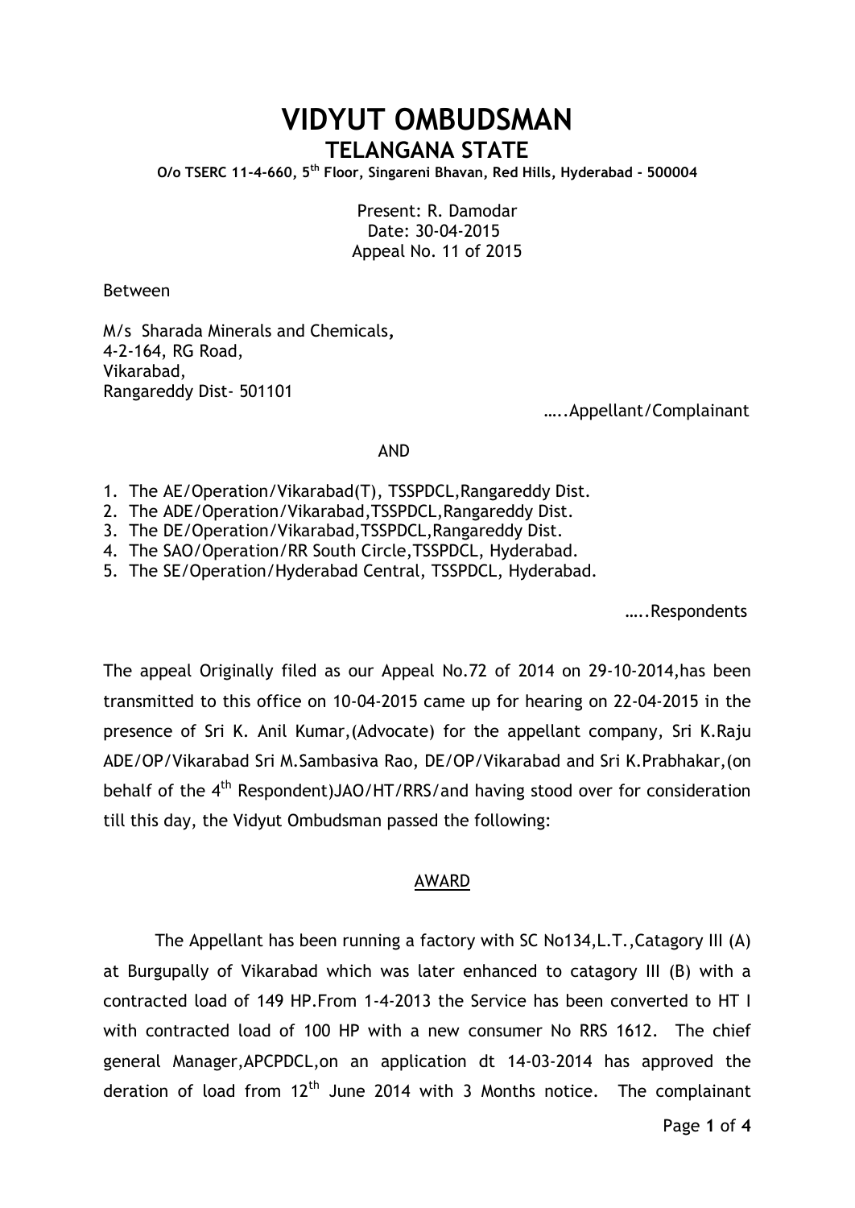# VIDYUT OMBUDSMAN

## TELANGANA STATE

**O/o TSERC 11-4-660, 5th Floor, Singareni Bhavan, Red Hills, Hyderabad - 500004**

Present: R. Damodar
Date: 30-04-2015
Appeal No. 11 of 2015

Between

M/s Sharada Minerals and Chemicals**,**
4-2-164, RG Road,
Vikarabad,
Rangareddy Dist- 501101

…..Appellant/Complainant

AND

1. The AE/Operation/Vikarabad(T), TSSPDCL,Rangareddy Dist.
2. The ADE/Operation/Vikarabad,TSSPDCL,Rangareddy Dist.
3. The DE/Operation/Vikarabad,TSSPDCL,Rangareddy Dist.
4. The SAO/Operation/RR South Circle,TSSPDCL, Hyderabad.
5. The SE/Operation/Hyderabad Central, TSSPDCL, Hyderabad.

…..Respondents

The appeal Originally filed as our Appeal No.72 of 2014 on 29-10-2014,has been transmitted to this office on 10-04-2015 came up for hearing on 22-04-2015 in the presence of Sri K. Anil Kumar,(Advocate) for the appellant company, Sri K.Raju ADE/OP/Vikarabad Sri M.Sambasiva Rao, DE/OP/Vikarabad and Sri K.Prabhakar,(on behalf of the 4th Respondent)JAO/HT/RRS/and having stood over for consideration till this day, the Vidyut Ombudsman passed the following:

## AWARD

The Appellant has been running a factory with SC No134,L.T.,Catagory III (A) at Burgupally of Vikarabad which was later enhanced to catagory III (B) with a contracted load of 149 HP.From 1-4-2013 the Service has been converted to HT I with contracted load of 100 HP with a new consumer No RRS 1612. The chief general Manager,APCPDCL,on an application dt 14-03-2014 has approved the deration of load from 12th June 2014 with 3 Months notice. The complainant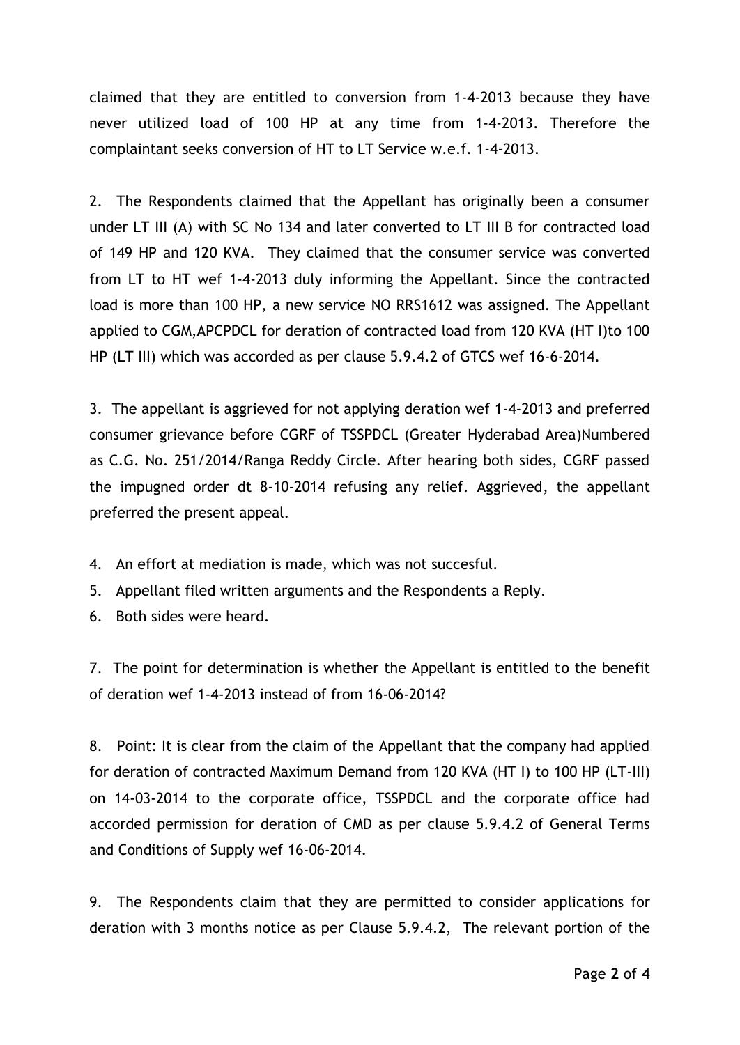claimed that they are entitled to conversion from 1-4-2013 because they have never utilized load of 100 HP at any time from 1-4-2013. Therefore the complaintant seeks conversion of HT to LT Service w.e.f. 1-4-2013.

2. The Respondents claimed that the Appellant has originally been a consumer under LT III (A) with SC No 134 and later converted to LT III B for contracted load of 149 HP and 120 KVA. They claimed that the consumer service was converted from LT to HT wef 1-4-2013 duly informing the Appellant. Since the contracted load is more than 100 HP, a new service NO RRS1612 was assigned. The Appellant applied to CGM,APCPDCL for deration of contracted load from 120 KVA (HT I)to 100 HP (LT III) which was accorded as per clause 5.9.4.2 of GTCS wef 16-6-2014.

3. The appellant is aggrieved for not applying deration wef 1-4-2013 and preferred consumer grievance before CGRF of TSSPDCL (Greater Hyderabad Area)Numbered as C.G. No. 251/2014/Ranga Reddy Circle. After hearing both sides, CGRF passed the impugned order dt 8-10-2014 refusing any relief. Aggrieved, the appellant preferred the present appeal.

4. An effort at mediation is made, which was not succesful.
5. Appellant filed written arguments and the Respondents a Reply.
6. Both sides were heard.

7. The point for determination is whether the Appellant is entitled to the benefit of deration wef 1-4-2013 instead of from 16-06-2014?

8. Point: It is clear from the claim of the Appellant that the company had applied for deration of contracted Maximum Demand from 120 KVA (HT I) to 100 HP (LT-III) on 14-03-2014 to the corporate office, TSSPDCL and the corporate office had accorded permission for deration of CMD as per clause 5.9.4.2 of General Terms and Conditions of Supply wef 16-06-2014.

9. The Respondents claim that they are permitted to consider applications for deration with 3 months notice as per Clause 5.9.4.2, The relevant portion of the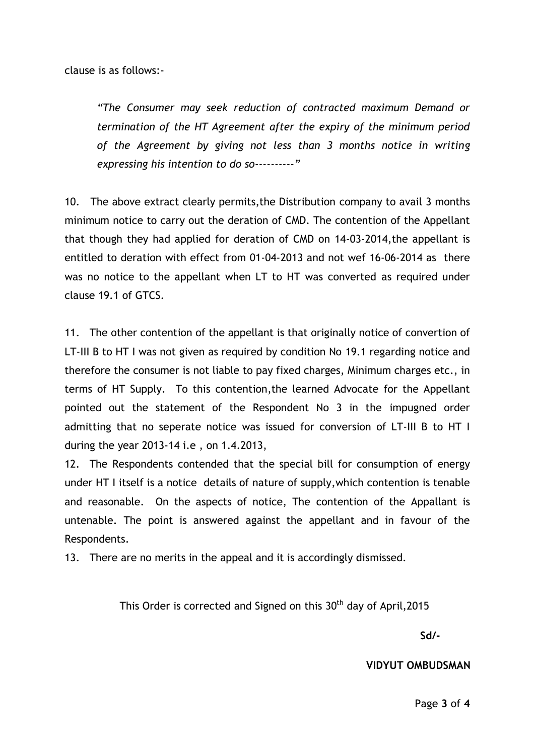clause is as follows:-

> *"The Consumer may seek reduction of contracted maximum Demand or termination of the HT Agreement after the expiry of the minimum period of the Agreement by giving not less than 3 months notice in writing expressing his intention to do so----------"*

10. The above extract clearly permits,the Distribution company to avail 3 months minimum notice to carry out the deration of CMD. The contention of the Appellant that though they had applied for deration of CMD on 14-03-2014,the appellant is entitled to deration with effect from 01-04-2013 and not wef 16-06-2014 as there was no notice to the appellant when LT to HT was converted as required under clause 19.1 of GTCS.

11. The other contention of the appellant is that originally notice of convertion of LT-III B to HT I was not given as required by condition No 19.1 regarding notice and therefore the consumer is not liable to pay fixed charges, Minimum charges etc., in terms of HT Supply. To this contention,the learned Advocate for the Appellant pointed out the statement of the Respondent No 3 in the impugned order admitting that no seperate notice was issued for conversion of LT-III B to HT I during the year 2013-14 i.e , on 1.4.2013,

12. The Respondents contended that the special bill for consumption of energy under HT I itself is a notice details of nature of supply,which contention is tenable and reasonable. On the aspects of notice, The contention of the Appallant is untenable. The point is answered against the appellant and in favour of the Respondents.

13. There are no merits in the appeal and it is accordingly dismissed.

This Order is corrected and Signed on this 30th day of April,2015

**Sd/-**

**VIDYUT OMBUDSMAN**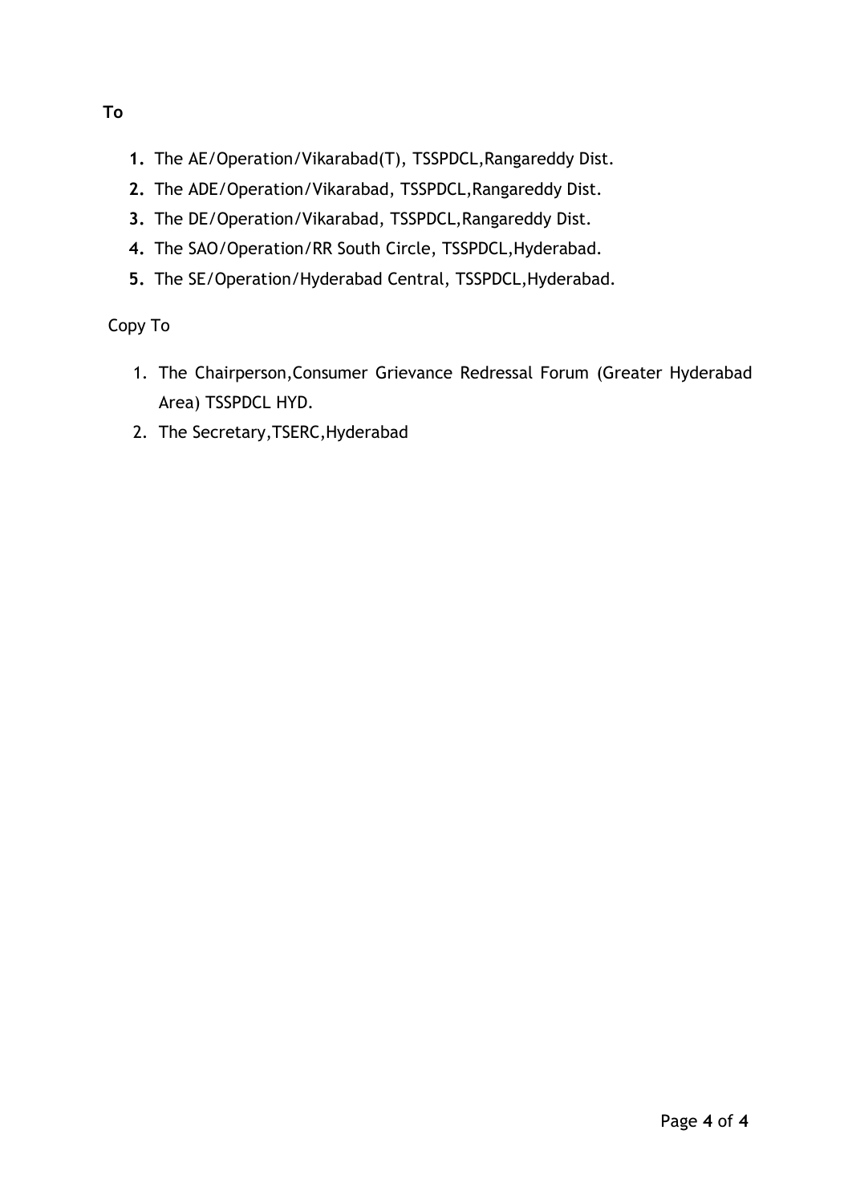**To**

1. The AE/Operation/Vikarabad(T), TSSPDCL,Rangareddy Dist.
2. The ADE/Operation/Vikarabad, TSSPDCL,Rangareddy Dist.
3. The DE/Operation/Vikarabad, TSSPDCL,Rangareddy Dist.
4. The SAO/Operation/RR South Circle, TSSPDCL,Hyderabad.
5. The SE/Operation/Hyderabad Central, TSSPDCL,Hyderabad.

Copy To

1. The Chairperson,Consumer Grievance Redressal Forum (Greater Hyderabad Area) TSSPDCL HYD.
2. The Secretary,TSERC,Hyderabad